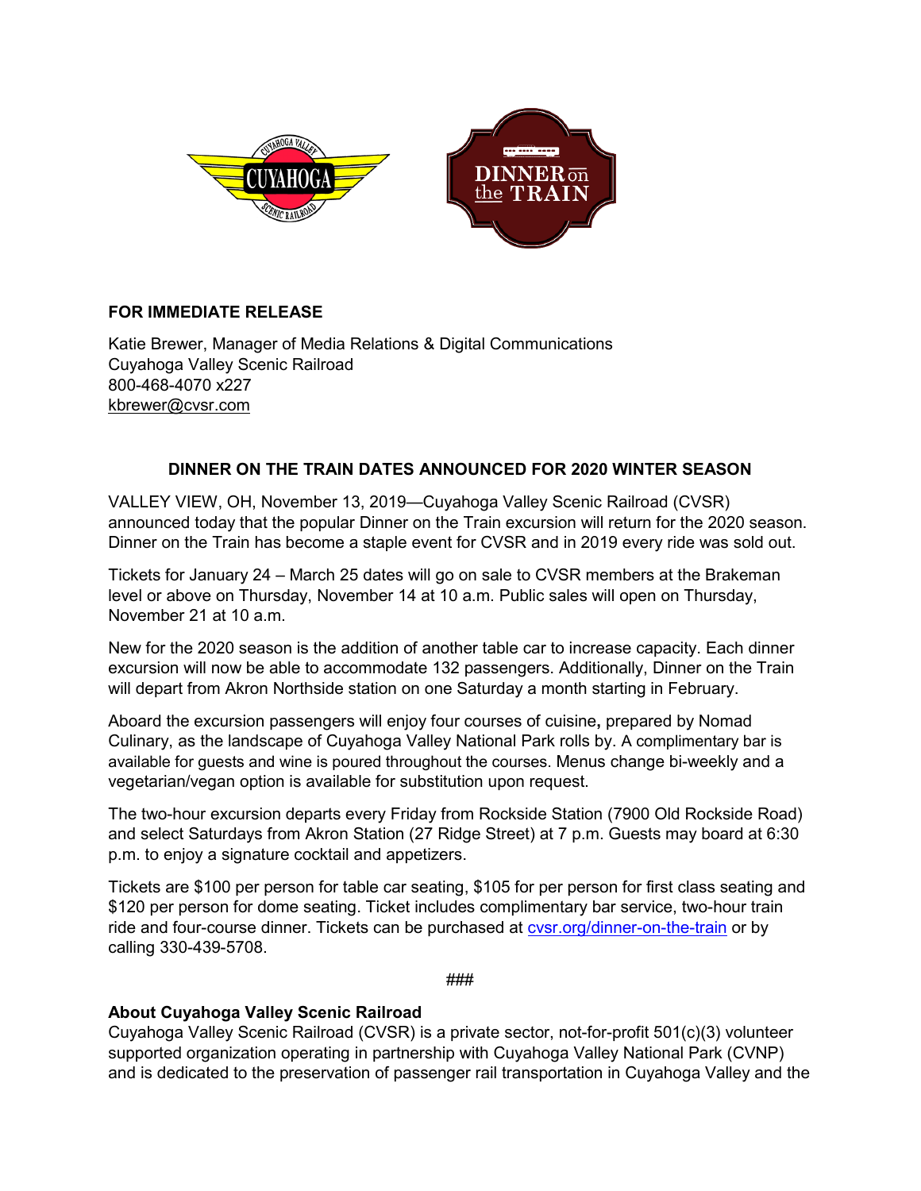**FOR IMMEDIATE RELEASE**

Katie Brewer, Manager of Media Relations & Digital Communications
Cuyahoga Valley Scenic Railroad
800-468-4070 x227
kbrewer@cvsr.com

**DINNER ON THE TRAIN DATES ANNOUNCED FOR 2020 WINTER SEASON**

VALLEY VIEW, OH, November 13, 2019—Cuyahoga Valley Scenic Railroad (CVSR) announced today that the popular Dinner on the Train excursion will return for the 2020 season. Dinner on the Train has become a staple event for CVSR and in 2019 every ride was sold out.

Tickets for January 24 – March 25 dates will go on sale to CVSR members at the Brakeman level or above on Thursday, November 14 at 10 a.m. Public sales will open on Thursday, November 21 at 10 a.m.

New for the 2020 season is the addition of another table car to increase capacity. Each dinner excursion will now be able to accommodate 132 passengers. Additionally, Dinner on the Train will depart from Akron Northside station on one Saturday a month starting in February.

Aboard the excursion passengers will enjoy four courses of cuisine**,** prepared by Nomad Culinary, as the landscape of Cuyahoga Valley National Park rolls by. A complimentary bar is available for guests and wine is poured throughout the courses. Menus change bi-weekly and a vegetarian/vegan option is available for substitution upon request.

The two-hour excursion departs every Friday from Rockside Station (7900 Old Rockside Road) and select Saturdays from Akron Station (27 Ridge Street) at 7 p.m. Guests may board at 6:30 p.m. to enjoy a signature cocktail and appetizers.

Tickets are $100 per person for table car seating, $105 for per person for first class seating and $120 per person for dome seating. Ticket includes complimentary bar service, two-hour train ride and four-course dinner. Tickets can be purchased at cvsr.org/dinner-on-the-train or by calling 330-439-5708.

###

**About Cuyahoga Valley Scenic Railroad**
Cuyahoga Valley Scenic Railroad (CVSR) is a private sector, not-for-profit 501(c)(3) volunteer supported organization operating in partnership with Cuyahoga Valley National Park (CVNP) and is dedicated to the preservation of passenger rail transportation in Cuyahoga Valley and the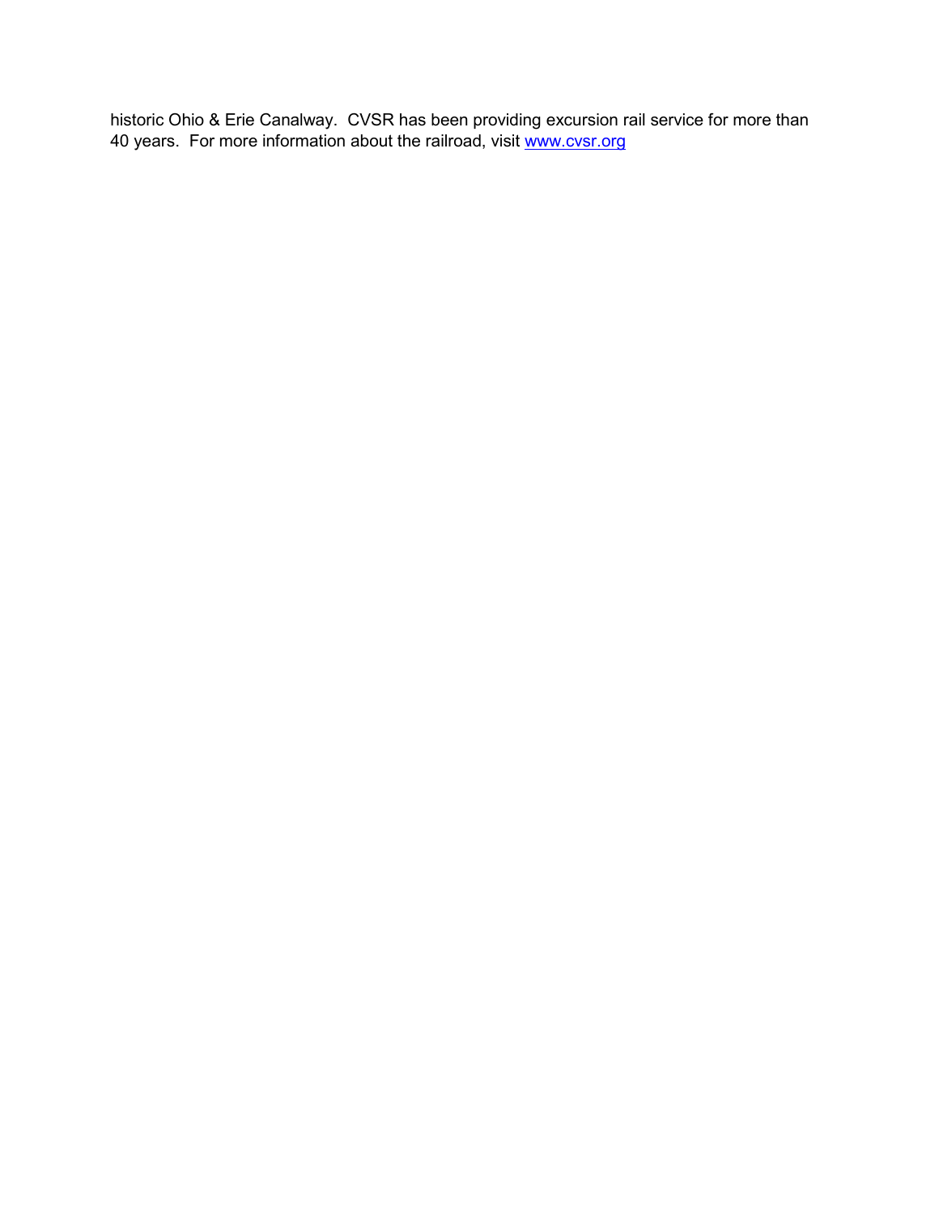historic Ohio & Erie Canalway. CVSR has been providing excursion rail service for more than 40 years. For more information about the railroad, visit [www.cvsr.org](http://www.cvsr.org)